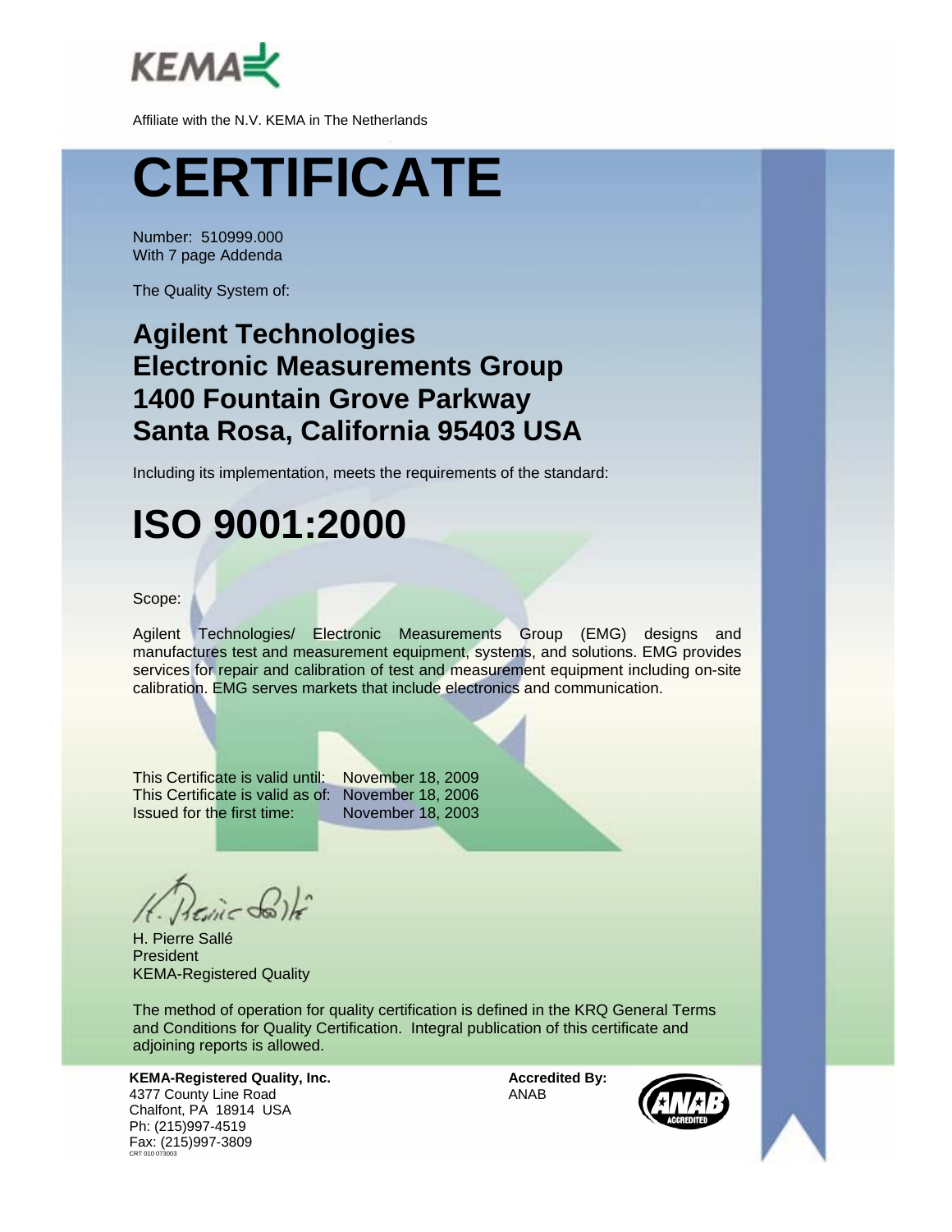KEMA

Affiliate with the N.V. KEMA in The Netherlands

# CERTIFICATE

Number: 510999.000
With 7 page Addenda

The Quality System of:

## Agilent Technologies
## Electronic Measurements Group
## 1400 Fountain Grove Parkway
## Santa Rosa, California 95403 USA

Including its implementation, meets the requirements of the standard:

# ISO 9001:2000

Scope:

Agilent Technologies/ Electronic Measurements Group (EMG) designs and manufactures test and measurement equipment, systems, and solutions. EMG provides services for repair and calibration of test and measurement equipment including on-site calibration. EMG serves markets that include electronics and communication.

| | |
|---|---|
| This Certificate is valid until: | November 18, 2009 |
| This Certificate is valid as of: | November 18, 2006 |
| Issued for the first time: | November 18, 2003 |

H. Pierre Sallé
President
KEMA-Registered Quality

The method of operation for quality certification is defined in the KRQ General Terms and Conditions for Quality Certification. Integral publication of this certificate and adjoining reports is allowed.

**KEMA-Registered Quality, Inc.**
4377 County Line Road
Chalfont, PA 18914 USA
Ph: (215)997-4519
Fax: (215)997-3809
CRT 010 073003

**Accredited By:**
ANAB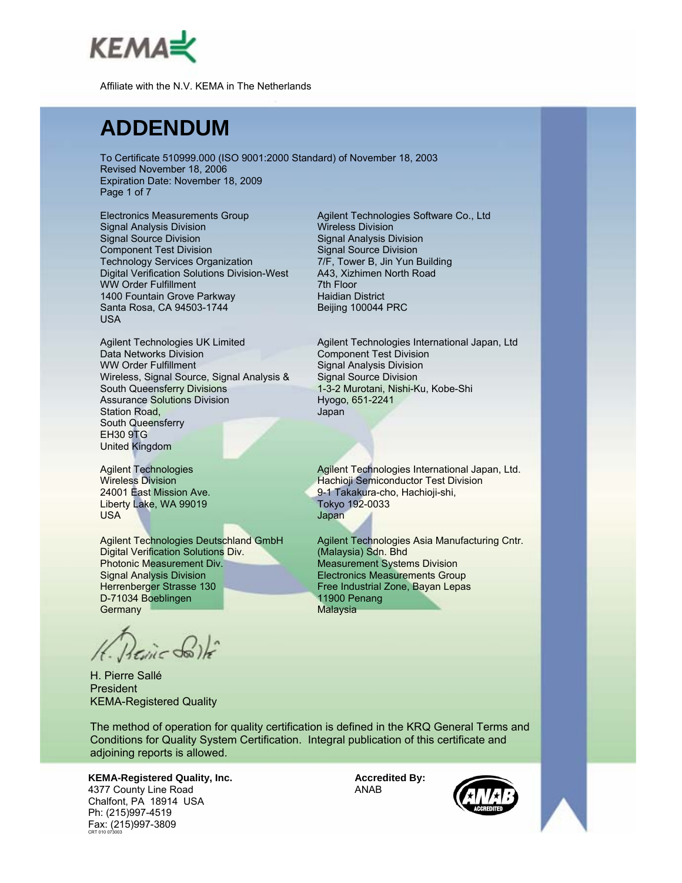KEMA

Affiliate with the N.V. KEMA in The Netherlands

# ADDENDUM

To Certificate 510999.000 (ISO 9001:2000 Standard) of November 18, 2003
Revised November 18, 2006
Expiration Date: November 18, 2009
Page 1 of 7

Electronics Measurements Group
Signal Analysis Division
Signal Source Division
Component Test Division
Technology Services Organization
Digital Verification Solutions Division-West
WW Order Fulfillment
1400 Fountain Grove Parkway
Santa Rosa, CA 94503-1744
USA

Agilent Technologies UK Limited
Data Networks Division
WW Order Fulfillment
Wireless, Signal Source, Signal Analysis &
South Queensferry Divisions
Assurance Solutions Division
Station Road,
South Queensferry
EH30 9TG
United Kingdom

Agilent Technologies
Wireless Division
24001 East Mission Ave.
Liberty Lake, WA 99019
USA

Agilent Technologies Deutschland GmbH
Digital Verification Solutions Div.
Photonic Measurement Div.
Signal Analysis Division
Herrenberger Strasse 130
D-71034 Boeblingen
Germany

Agilent Technologies Software Co., Ltd
Wireless Division
Signal Analysis Division
Signal Source Division
7/F, Tower B, Jin Yun Building
A43, Xizhimen North Road
7th Floor
Haidian District
Beijing 100044 PRC

Agilent Technologies International Japan, Ltd
Component Test Division
Signal Analysis Division
Signal Source Division
1-3-2 Murotani, Nishi-Ku, Kobe-Shi
Hyogo, 651-2241
Japan

Agilent Technologies International Japan, Ltd.
Hachioji Semiconductor Test Division
9-1 Takakura-cho, Hachioji-shi,
Tokyo 192-0033
Japan

Agilent Technologies Asia Manufacturing Cntr.
(Malaysia) Sdn. Bhd
Measurement Systems Division
Electronics Measurements Group
Free Industrial Zone, Bayan Lepas
11900 Penang
Malaysia

H. Pierre Sallé
President
KEMA-Registered Quality

The method of operation for quality certification is defined in the KRQ General Terms and Conditions for Quality System Certification. Integral publication of this certificate and adjoining reports is allowed.

**KEMA-Registered Quality, Inc.**
4377 County Line Road
Chalfont, PA 18914 USA
Ph: (215)997-4519
Fax: (215)997-3809
CRT 010 073003

**Accredited By:**
ANAB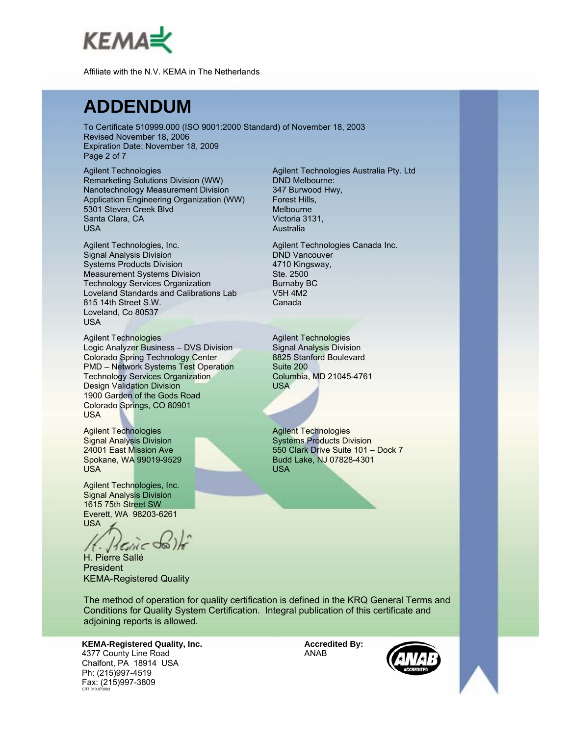KEMA

Affiliate with the N.V. KEMA in The Netherlands

# ADDENDUM

To Certificate 510999.000 (ISO 9001:2000 Standard) of November 18, 2003
Revised November 18, 2006
Expiration Date: November 18, 2009
Page 2 of 7

Agilent Technologies
Remarketing Solutions Division (WW)
Nanotechnology Measurement Division
Application Engineering Organization (WW)
5301 Steven Creek Blvd
Santa Clara, CA
USA

Agilent Technologies Australia Pty. Ltd
DND Melbourne:
347 Burwood Hwy,
Forest Hills,
Melbourne
Victoria 3131,
Australia

Agilent Technologies, Inc.
Signal Analysis Division
Systems Products Division
Measurement Systems Division
Technology Services Organization
Loveland Standards and Calibrations Lab
815 14th Street S.W.
Loveland, Co 80537
USA

Agilent Technologies Canada Inc.
DND Vancouver
4710 Kingsway,
Ste. 2500
Burnaby BC
V5H 4M2
Canada

Agilent Technologies
Logic Analyzer Business – DVS Division
Colorado Spring Technology Center
PMD – Network Systems Test Operation
Technology Services Organization
Design Validation Division
1900 Garden of the Gods Road
Colorado Springs, CO 80901
USA

Agilent Technologies
Signal Analysis Division
8825 Stanford Boulevard
Suite 200
Columbia, MD 21045-4761
USA

Agilent Technologies
Signal Analysis Division
24001 East Mission Ave
Spokane, WA 99019-9529
USA

Agilent Technologies
Systems Products Division
550 Clark Drive Suite 101 – Dock 7
Budd Lake, NJ 07828-4301
USA

Agilent Technologies, Inc.
Signal Analysis Division
1615 75th Street SW
Everett, WA 98203-6261
USA

H. Pierre Sallé
President
KEMA-Registered Quality

The method of operation for quality certification is defined in the KRQ General Terms and Conditions for Quality System Certification. Integral publication of this certificate and adjoining reports is allowed.

**KEMA-Registered Quality, Inc.**
4377 County Line Road
Chalfont, PA 18914 USA
Ph: (215)997-4519
Fax: (215)997-3809
CRT 010 073003

**Accredited By:**
ANAB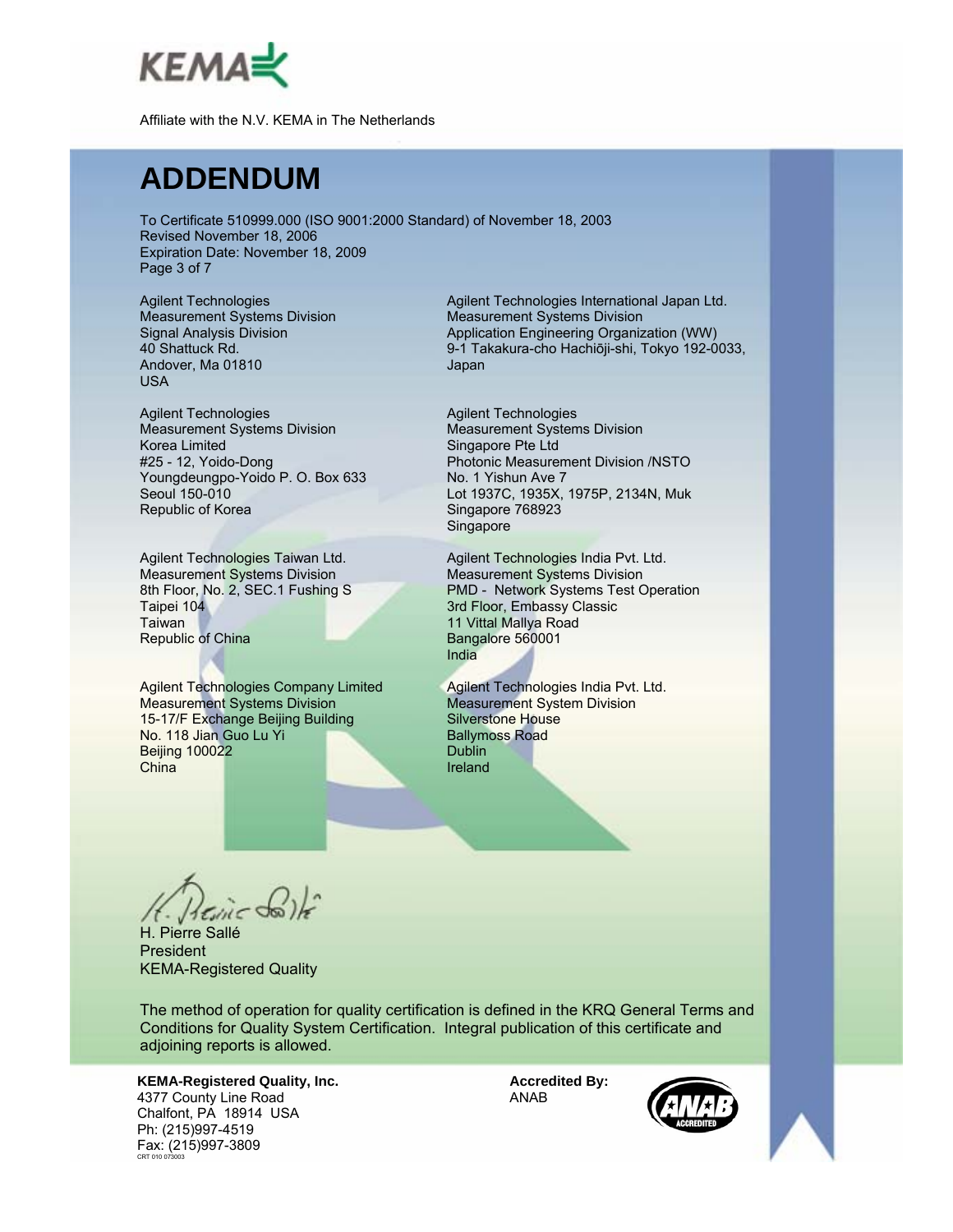KEMA

Affiliate with the N.V. KEMA in The Netherlands

# ADDENDUM

To Certificate 510999.000 (ISO 9001:2000 Standard) of November 18, 2003
Revised November 18, 2006
Expiration Date: November 18, 2009
Page 3 of 7

Agilent Technologies
Measurement Systems Division
Signal Analysis Division
40 Shattuck Rd.
Andover, Ma 01810
USA

Agilent Technologies International Japan Ltd.
Measurement Systems Division
Application Engineering Organization (WW)
9-1 Takakura-cho Hachiōji-shi, Tokyo 192-0033,
Japan

Agilent Technologies
Measurement Systems Division
Korea Limited
#25 - 12, Yoido-Dong
Youngdeungpo-Yoido P. O. Box 633
Seoul 150-010
Republic of Korea

Agilent Technologies
Measurement Systems Division
Singapore Pte Ltd
Photonic Measurement Division /NSTO
No. 1 Yishun Ave 7
Lot 1937C, 1935X, 1975P, 2134N, Muk
Singapore 768923
Singapore

Agilent Technologies Taiwan Ltd.
Measurement Systems Division
8th Floor, No. 2, SEC.1 Fushing S
Taipei 104
Taiwan
Republic of China

Agilent Technologies India Pvt. Ltd.
Measurement Systems Division
PMD - Network Systems Test Operation
3rd Floor, Embassy Classic
11 Vittal Mallya Road
Bangalore 560001
India

Agilent Technologies Company Limited
Measurement Systems Division
15-17/F Exchange Beijing Building
No. 118 Jian Guo Lu Yi
Beijing 100022
China

Agilent Technologies India Pvt. Ltd.
Measurement System Division
Silverstone House
Ballymoss Road
Dublin
Ireland

H. Pierre Sallé
President
KEMA-Registered Quality

The method of operation for quality certification is defined in the KRQ General Terms and Conditions for Quality System Certification. Integral publication of this certificate and adjoining reports is allowed.

**KEMA-Registered Quality, Inc.**
4377 County Line Road
Chalfont, PA 18914 USA
Ph: (215)997-4519
Fax: (215)997-3809
CRT 010 073003

**Accredited By:**
ANAB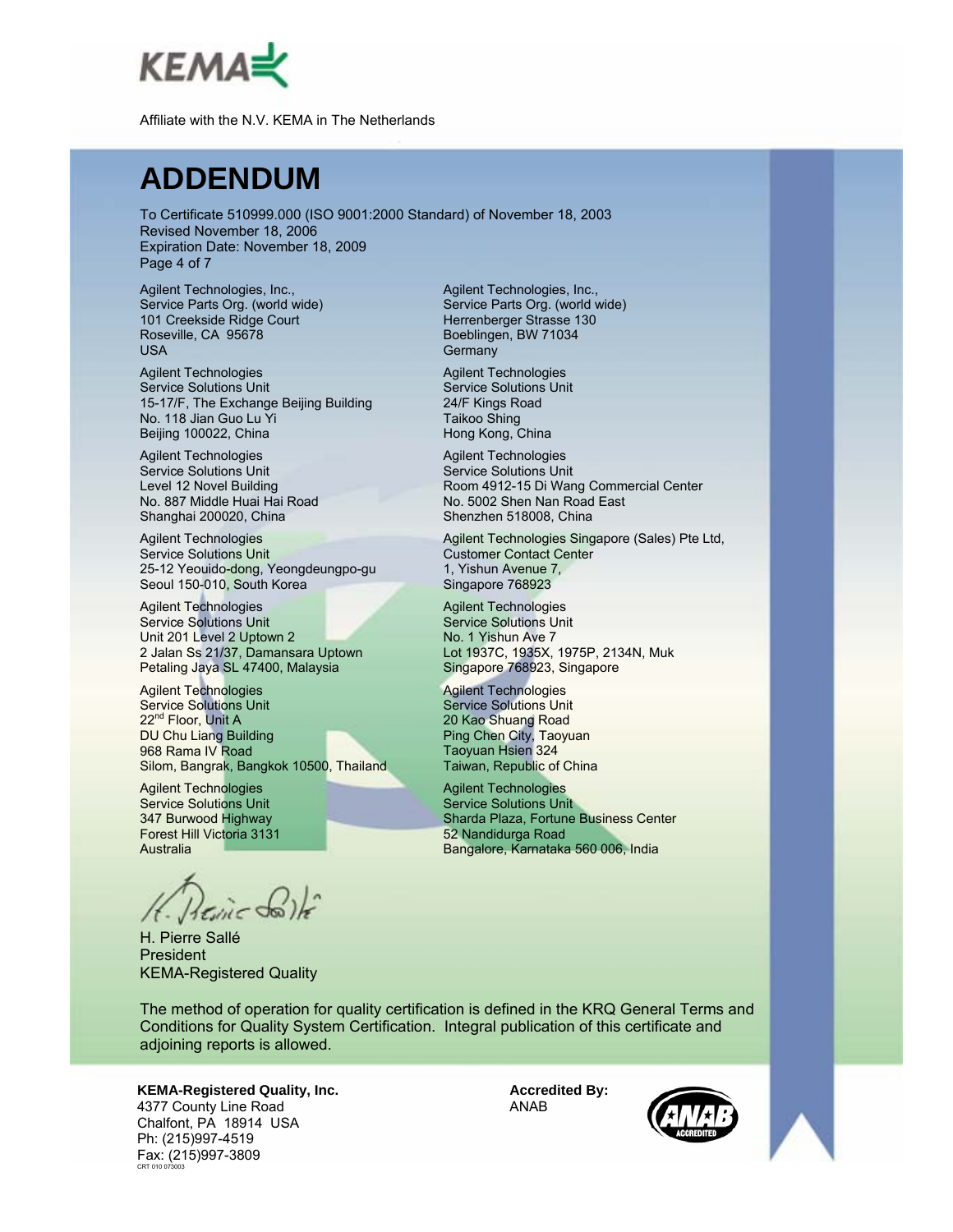KEMA

Affiliate with the N.V. KEMA in The Netherlands

# ADDENDUM

To Certificate 510999.000 (ISO 9001:2000 Standard) of November 18, 2003
Revised November 18, 2006
Expiration Date: November 18, 2009
Page 4 of 7

Agilent Technologies, Inc.,
Service Parts Org. (world wide)
101 Creekside Ridge Court
Roseville, CA 95678
USA

Agilent Technologies, Inc.,
Service Parts Org. (world wide)
Herrenberger Strasse 130
Boeblingen, BW 71034
Germany

Agilent Technologies
Service Solutions Unit
15-17/F, The Exchange Beijing Building
No. 118 Jian Guo Lu Yi
Beijing 100022, China

Agilent Technologies
Service Solutions Unit
24/F Kings Road
Taikoo Shing
Hong Kong, China

Agilent Technologies
Service Solutions Unit
Level 12 Novel Building
No. 887 Middle Huai Hai Road
Shanghai 200020, China

Agilent Technologies
Service Solutions Unit
Room 4912-15 Di Wang Commercial Center
No. 5002 Shen Nan Road East
Shenzhen 518008, China

Agilent Technologies
Service Solutions Unit
25-12 Yeouido-dong, Yeongdeungpo-gu
Seoul 150-010, South Korea

Agilent Technologies Singapore (Sales) Pte Ltd,
Customer Contact Center
1, Yishun Avenue 7,
Singapore 768923

Agilent Technologies
Service Solutions Unit
Unit 201 Level 2 Uptown 2
2 Jalan Ss 21/37, Damansara Uptown
Petaling Jaya SL 47400, Malaysia

Agilent Technologies
Service Solutions Unit
No. 1 Yishun Ave 7
Lot 1937C, 1935X, 1975P, 2134N, Muk
Singapore 768923, Singapore

Agilent Technologies
Service Solutions Unit
22nd Floor, Unit A
DU Chu Liang Building
968 Rama IV Road
Silom, Bangrak, Bangkok 10500, Thailand

Agilent Technologies
Service Solutions Unit
20 Kao Shuang Road
Ping Chen City, Taoyuan
Taoyuan Hsien 324
Taiwan, Republic of China

Agilent Technologies
Service Solutions Unit
347 Burwood Highway
Forest Hill Victoria 3131
Australia

Agilent Technologies
Service Solutions Unit
Sharda Plaza, Fortune Business Center
52 Nandidurga Road
Bangalore, Karnataka 560 006, India

H. Pierre Sallé
President
KEMA-Registered Quality

The method of operation for quality certification is defined in the KRQ General Terms and Conditions for Quality System Certification. Integral publication of this certificate and adjoining reports is allowed.

**KEMA-Registered Quality, Inc.**
4377 County Line Road
Chalfont, PA 18914 USA
Ph: (215)997-4519
Fax: (215)997-3809
CRT 010 073003

**Accredited By:**
ANAB

ANAB ACCREDITED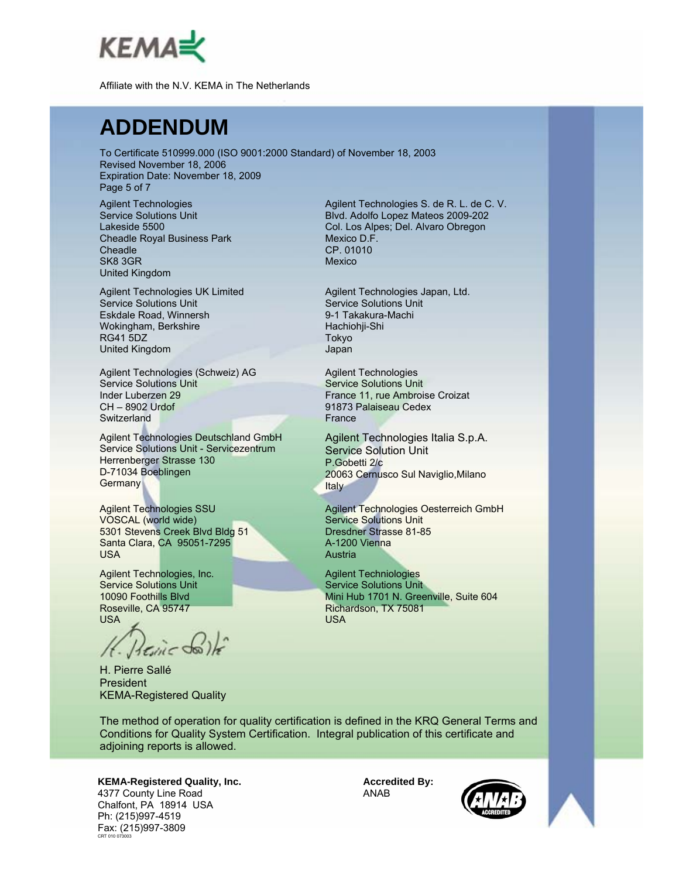KEMA

Affiliate with the N.V. KEMA in The Netherlands

# ADDENDUM

To Certificate 510999.000 (ISO 9001:2000 Standard) of November 18, 2003
Revised November 18, 2006
Expiration Date: November 18, 2009
Page 5 of 7

Agilent Technologies
Service Solutions Unit
Lakeside 5500
Cheadle Royal Business Park
Cheadle
SK8 3GR
United Kingdom

Agilent Technologies S. de R. L. de C. V.
Blvd. Adolfo Lopez Mateos 2009-202
Col. Los Alpes; Del. Alvaro Obregon
Mexico D.F.
CP. 01010
Mexico

Agilent Technologies UK Limited
Service Solutions Unit
Eskdale Road, Winnersh
Wokingham, Berkshire
RG41 5DZ
United Kingdom

Agilent Technologies Japan, Ltd.
Service Solutions Unit
9-1 Takakura-Machi
Hachiohji-Shi
Tokyo
Japan

Agilent Technologies (Schweiz) AG
Service Solutions Unit
Inder Luberzen 29
CH – 8902 Urdof
Switzerland

Agilent Technologies
Service Solutions Unit
France 11, rue Ambroise Croizat
91873 Palaiseau Cedex
France

Agilent Technologies Deutschland GmbH
Service Solutions Unit - Servicezentrum
Herrenberger Strasse 130
D-71034 Boeblingen
Germany

Agilent Technologies Italia S.p.A.
Service Solution Unit
P.Gobetti 2/c
20063 Cernusco Sul Naviglio,Milano
Italy

Agilent Technologies SSU
VOSCAL (world wide)
5301 Stevens Creek Blvd Bldg 51
Santa Clara, CA 95051-7295
USA

Agilent Technologies Oesterreich GmbH
Service Solutions Unit
Dresdner Strasse 81-85
A-1200 Vienna
Austria

Agilent Technologies, Inc.
Service Solutions Unit
10090 Foothills Blvd
Roseville, CA 95747
USA

Agilent Techniologies
Service Solutions Unit
Mini Hub 1701 N. Greenville, Suite 604
Richardson, TX 75081
USA

H. Pierre Sallé
President
KEMA-Registered Quality

The method of operation for quality certification is defined in the KRQ General Terms and Conditions for Quality System Certification. Integral publication of this certificate and adjoining reports is allowed.

**KEMA-Registered Quality, Inc.**
4377 County Line Road
Chalfont, PA 18914 USA
Ph: (215)997-4519
Fax: (215)997-3809
CRT 010 073003

**Accredited By:**
ANAB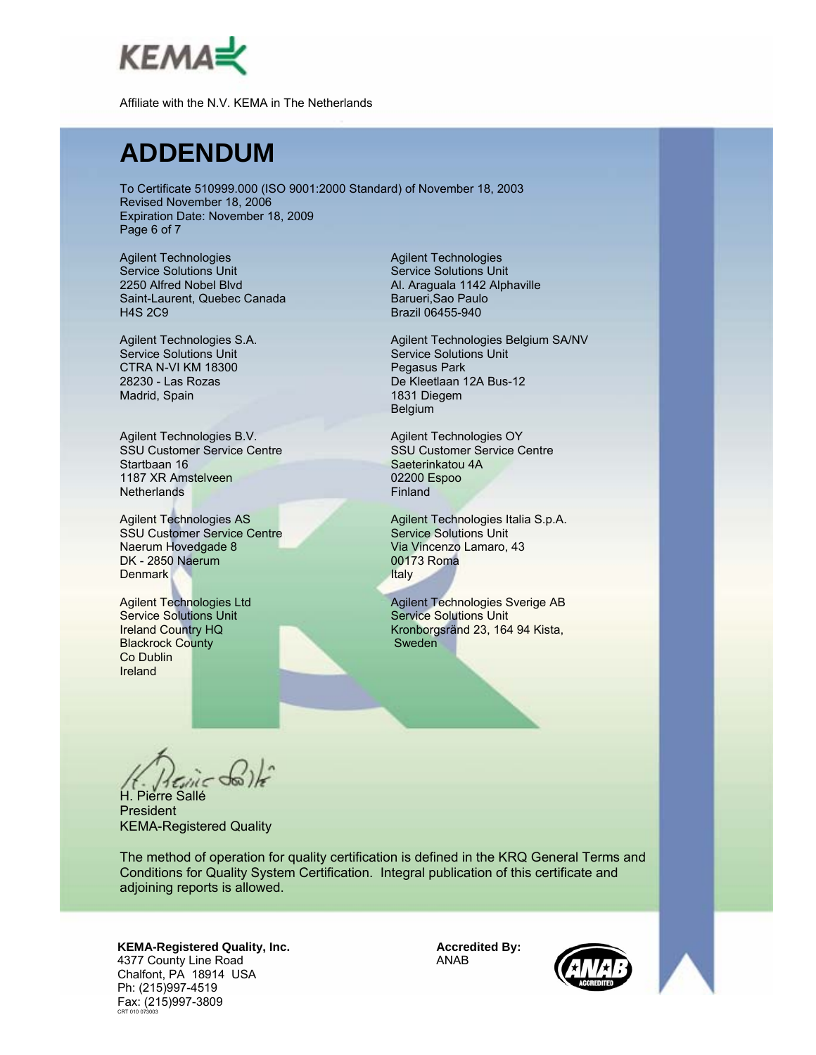Affiliate with the N.V. KEMA in The Netherlands

# ADDENDUM

To Certificate 510999.000 (ISO 9001:2000 Standard) of November 18, 2003
Revised November 18, 2006
Expiration Date: November 18, 2009
Page 6 of 7

Agilent Technologies
Service Solutions Unit
2250 Alfred Nobel Blvd
Saint-Laurent, Quebec Canada
H4S 2C9

Agilent Technologies
Service Solutions Unit
Al. Araguala 1142 Alphaville
Barueri,Sao Paulo
Brazil 06455-940

Agilent Technologies S.A.
Service Solutions Unit
CTRA N-VI KM 18300
28230 - Las Rozas
Madrid, Spain

Agilent Technologies Belgium SA/NV
Service Solutions Unit
Pegasus Park
De Kleetlaan 12A Bus-12
1831 Diegem
Belgium

Agilent Technologies B.V.
SSU Customer Service Centre
Startbaan 16
1187 XR Amstelveen
Netherlands

Agilent Technologies OY
SSU Customer Service Centre
Saeterinkatou 4A
02200 Espoo
Finland

Agilent Technologies AS
SSU Customer Service Centre
Naerum Hovedgade 8
DK - 2850 Naerum
Denmark

Agilent Technologies Italia S.p.A.
Service Solutions Unit
Via Vincenzo Lamaro, 43
00173 Roma
Italy

Agilent Technologies Ltd
Service Solutions Unit
Ireland Country HQ
Blackrock County
Co Dublin
Ireland

Agilent Technologies Sverige AB
Service Solutions Unit
Kronborgsränd 23, 164 94 Kista,
Sweden

H. Pierre Sallé
President
KEMA-Registered Quality

The method of operation for quality certification is defined in the KRQ General Terms and Conditions for Quality System Certification. Integral publication of this certificate and adjoining reports is allowed.

**KEMA-Registered Quality, Inc.**
4377 County Line Road
Chalfont, PA 18914 USA
Ph: (215)997-4519
Fax: (215)997-3809
CRT 010 073003

**Accredited By:**
ANAB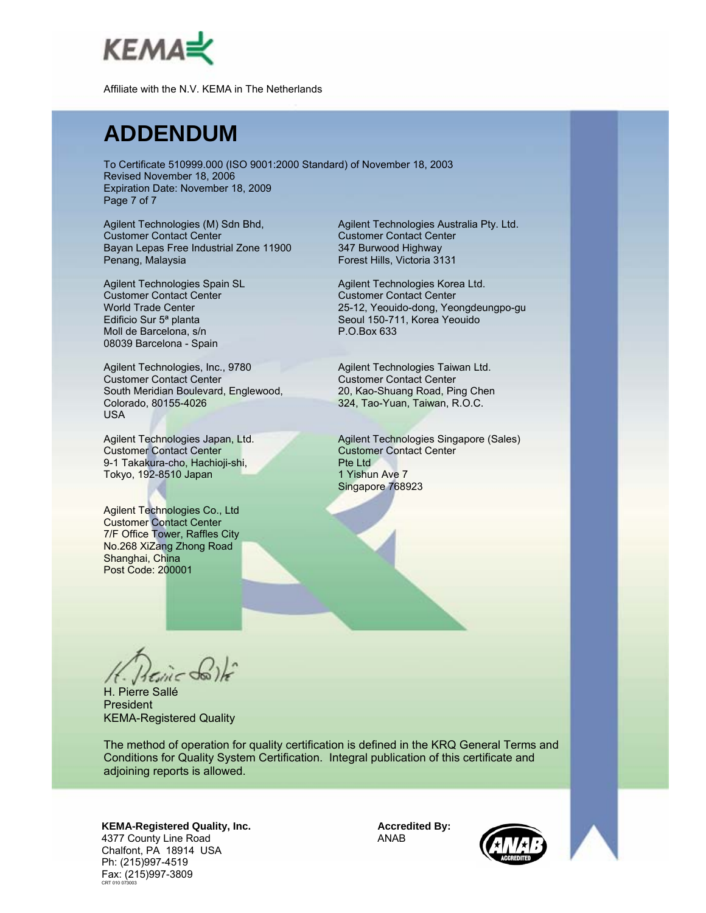KEMA

Affiliate with the N.V. KEMA in The Netherlands

# ADDENDUM

To Certificate 510999.000 (ISO 9001:2000 Standard) of November 18, 2003
Revised November 18, 2006
Expiration Date: November 18, 2009
Page 7 of 7

Agilent Technologies (M) Sdn Bhd,
Customer Contact Center
Bayan Lepas Free Industrial Zone 11900
Penang, Malaysia

Agilent Technologies Spain SL
Customer Contact Center
World Trade Center
Edificio Sur 5ª planta
Moll de Barcelona, s/n
08039 Barcelona - Spain

Agilent Technologies, Inc., 9780
Customer Contact Center
South Meridian Boulevard, Englewood,
Colorado, 80155-4026
USA

Agilent Technologies Japan, Ltd.
Customer Contact Center
9-1 Takakura-cho, Hachioji-shi,
Tokyo, 192-8510 Japan

Agilent Technologies Co., Ltd
Customer Contact Center
7/F Office Tower, Raffles City
No.268 XiZang Zhong Road
Shanghai, China
Post Code: 200001

Agilent Technologies Australia Pty. Ltd.
Customer Contact Center
347 Burwood Highway
Forest Hills, Victoria 3131

Agilent Technologies Korea Ltd.
Customer Contact Center
25-12, Yeouido-dong, Yeongdeungpo-gu
Seoul 150-711, Korea Yeouido
P.O.Box 633

Agilent Technologies Taiwan Ltd.
Customer Contact Center
20, Kao-Shuang Road, Ping Chen
324, Tao-Yuan, Taiwan, R.O.C.

Agilent Technologies Singapore (Sales)
Customer Contact Center
Pte Ltd
1 Yishun Ave 7
Singapore 768923

H. Pierre Sallé
President
KEMA-Registered Quality

The method of operation for quality certification is defined in the KRQ General Terms and Conditions for Quality System Certification. Integral publication of this certificate and adjoining reports is allowed.

**KEMA-Registered Quality, Inc.**
4377 County Line Road
Chalfont, PA 18914 USA
Ph: (215)997-4519
Fax: (215)997-3809
CRT 010 073003

**Accredited By:**
ANAB

ANAB ACCREDITED